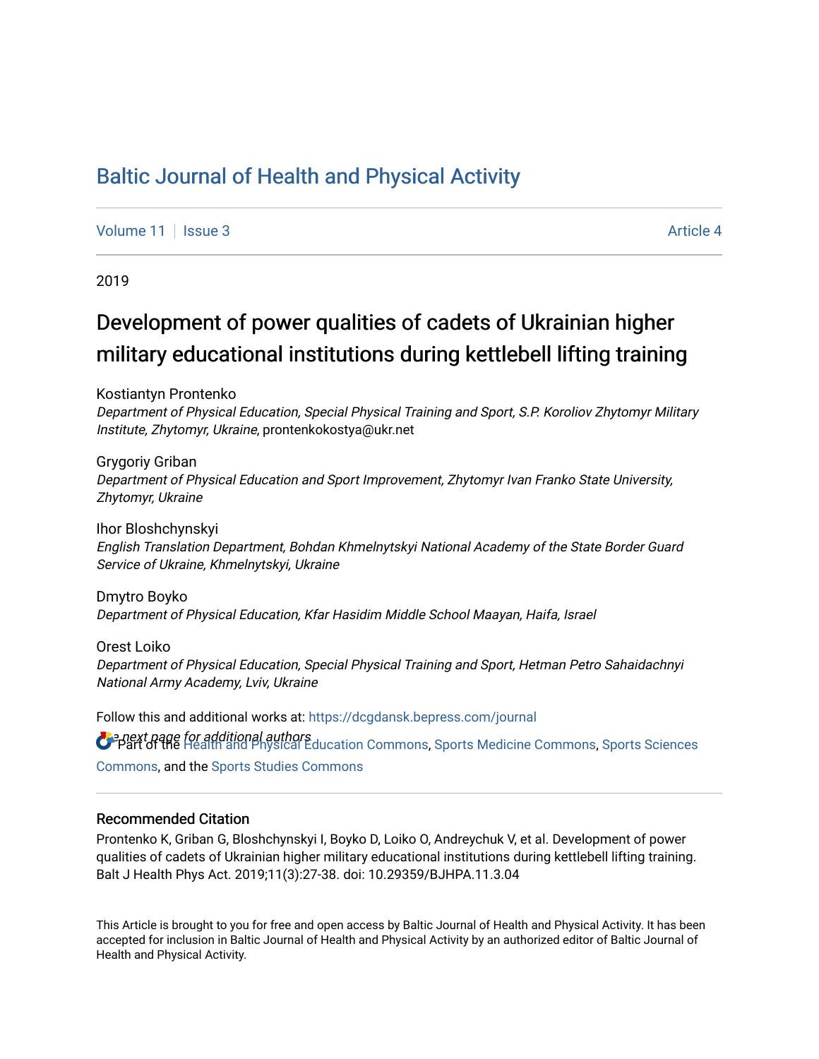# Baltic Journal of Health and Physical Activity

Volume 11 | Issue 3 | Article 4

2019

## Development of power qualities of cadets of Ukrainian higher military educational institutions during kettlebell lifting training

Kostiantyn Prontenko
*Department of Physical Education, Special Physical Training and Sport, S.P. Koroliov Zhytomyr Military Institute, Zhytomyr, Ukraine*, prontenkokostya@ukr.net

Grygoriy Griban
*Department of Physical Education and Sport Improvement, Zhytomyr Ivan Franko State University, Zhytomyr, Ukraine*

Ihor Bloshchynskyi
*English Translation Department, Bohdan Khmelnytskyi National Academy of the State Border Guard Service of Ukraine, Khmelnytskyi, Ukraine*

Dmytro Boyko
*Department of Physical Education, Kfar Hasidim Middle School Maayan, Haifa, Israel*

Orest Loiko
*Department of Physical Education, Special Physical Training and Sport, Hetman Petro Sahaidachnyi National Army Academy, Lviv, Ukraine*

Follow this and additional works at: https://dcgdansk.bepress.com/journal

*See next page for additional authors*

Part of the Health and Physical Education Commons, Sports Medicine Commons, Sports Sciences Commons, and the Sports Studies Commons

### Recommended Citation

Prontenko K, Griban G, Bloshchynskyi I, Boyko D, Loiko O, Andreychuk V, et al. Development of power qualities of cadets of Ukrainian higher military educational institutions during kettlebell lifting training. Balt J Health Phys Act. 2019;11(3):27-38. doi: 10.29359/BJHPA.11.3.04

This Article is brought to you for free and open access by Baltic Journal of Health and Physical Activity. It has been accepted for inclusion in Baltic Journal of Health and Physical Activity by an authorized editor of Baltic Journal of Health and Physical Activity.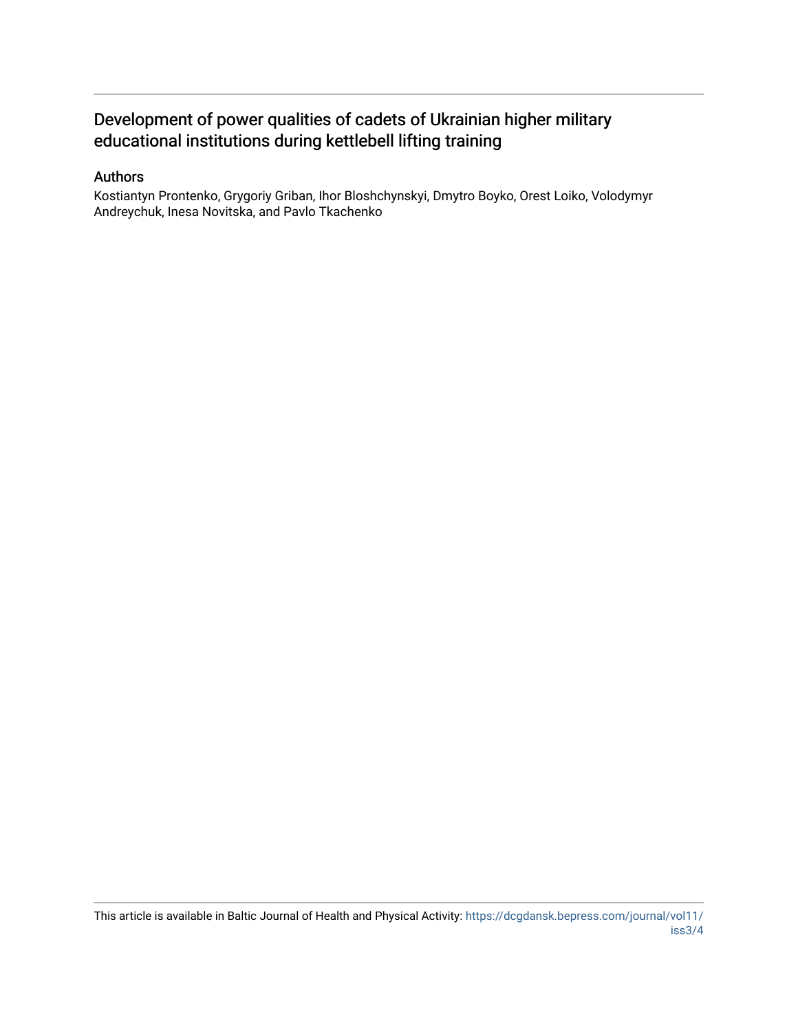# Development of power qualities of cadets of Ukrainian higher military educational institutions during kettlebell lifting training

## Authors

Kostiantyn Prontenko, Grygoriy Griban, Ihor Bloshchynskyi, Dmytro Boyko, Orest Loiko, Volodymyr Andreychuk, Inesa Novitska, and Pavlo Tkachenko

This article is available in Baltic Journal of Health and Physical Activity: https://dcgdansk.bepress.com/journal/vol11/iss3/4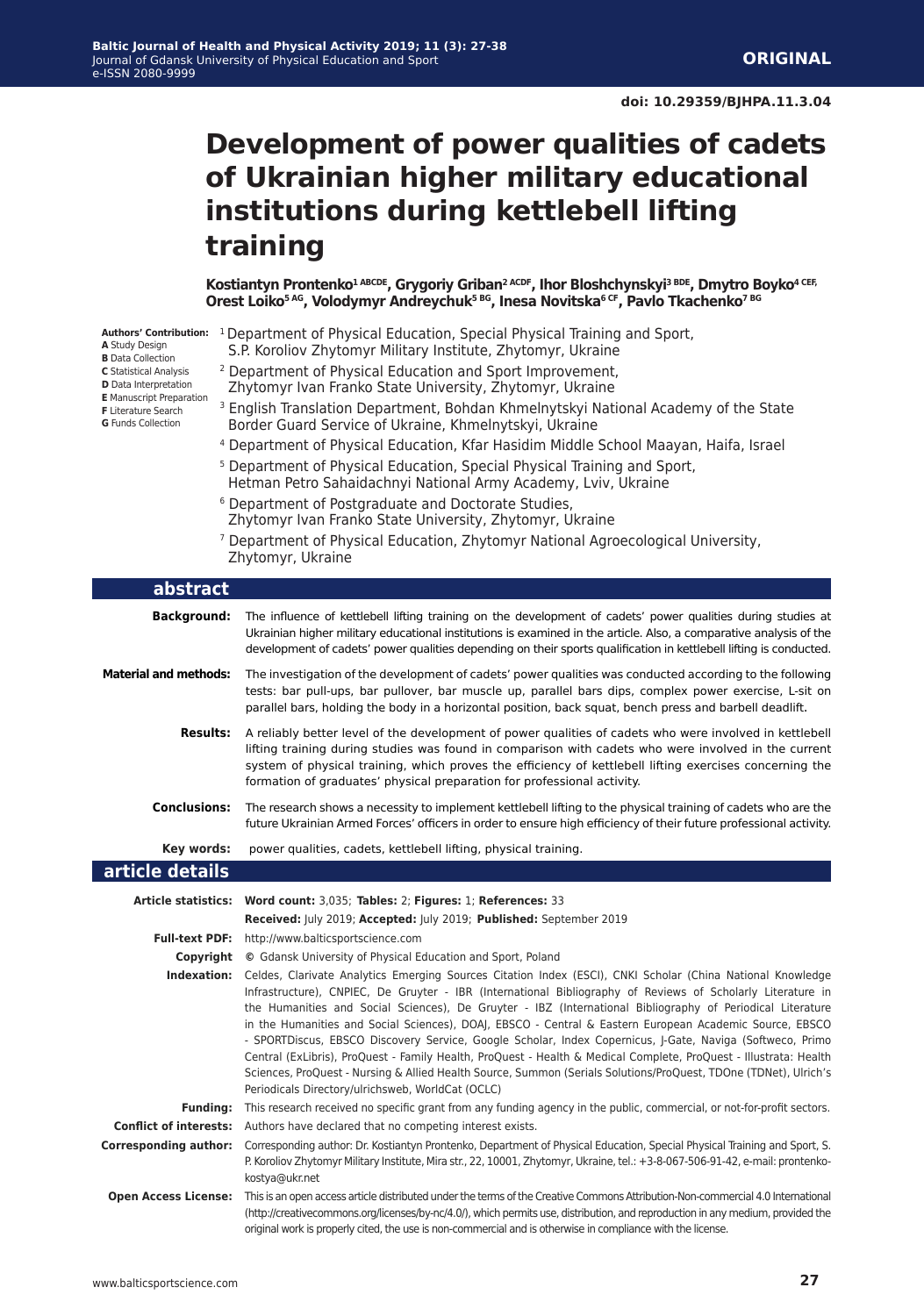**ORIGINAL**

doi: 10.29359/BJHPA.11.3.04

# Development of power qualities of cadets of Ukrainian higher military educational institutions during kettlebell lifting training

**Kostiantyn Prontenko[1 ABCDE], Grygoriy Griban[2 ACDF], Ihor Bloshchynskyi[3 BDE], Dmytro Boyko[4 CEF], Orest Loiko[5 AG], Volodymyr Andreychuk[5 BG], Inesa Novitska[6 CF], Pavlo Tkachenko[7 BG]**

**Authors' Contribution:**
**A** Study Design
**B** Data Collection
**C** Statistical Analysis
**D** Data Interpretation
**E** Manuscript Preparation
**F** Literature Search
**G** Funds Collection

[1] Department of Physical Education, Special Physical Training and Sport, S.P. Koroliov Zhytomyr Military Institute, Zhytomyr, Ukraine
[2] Department of Physical Education and Sport Improvement, Zhytomyr Ivan Franko State University, Zhytomyr, Ukraine
[3] English Translation Department, Bohdan Khmelnytskyi National Academy of the State Border Guard Service of Ukraine, Khmelnytskyi, Ukraine
[4] Department of Physical Education, Kfar Hasidim Middle School Maayan, Haifa, Israel
[5] Department of Physical Education, Special Physical Training and Sport, Hetman Petro Sahaidachnyi National Army Academy, Lviv, Ukraine
[6] Department of Postgraduate and Doctorate Studies, Zhytomyr Ivan Franko State University, Zhytomyr, Ukraine
[7] Department of Physical Education, Zhytomyr National Agroecological University, Zhytomyr, Ukraine

## abstract

**Background:** The influence of kettlebell lifting training on the development of cadets' power qualities during studies at Ukrainian higher military educational institutions is examined in the article. Also, a comparative analysis of the development of cadets' power qualities depending on their sports qualification in kettlebell lifting is conducted.

**Material and methods:** The investigation of the development of cadets' power qualities was conducted according to the following tests: bar pull-ups, bar pullover, bar muscle up, parallel bars dips, complex power exercise, L-sit on parallel bars, holding the body in a horizontal position, back squat, bench press and barbell deadlift.

**Results:** A reliably better level of the development of power qualities of cadets who were involved in kettlebell lifting training during studies was found in comparison with cadets who were involved in the current system of physical training, which proves the efficiency of kettlebell lifting exercises concerning the formation of graduates' physical preparation for professional activity.

**Conclusions:** The research shows a necessity to implement kettlebell lifting to the physical training of cadets who are the future Ukrainian Armed Forces' officers in order to ensure high efficiency of their future professional activity.

**Key words:** power qualities, cadets, kettlebell lifting, physical training.

## article details

**Article statistics:** **Word count:** 3,035; **Tables:** 2; **Figures:** 1; **References:** 33
**Received:** July 2019; **Accepted:** July 2019; **Published:** September 2019

**Full-text PDF:** http://www.balticsportscience.com

**Copyright** © Gdansk University of Physical Education and Sport, Poland

**Indexation:** Celdes, Clarivate Analytics Emerging Sources Citation Index (ESCI), CNKI Scholar (China National Knowledge Infrastructure), CNPIEC, De Gruyter - IBR (International Bibliography of Reviews of Scholarly Literature in the Humanities and Social Sciences), De Gruyter - IBZ (International Bibliography of Periodical Literature in the Humanities and Social Sciences), DOAJ, EBSCO - Central & Eastern European Academic Source, EBSCO - SPORTDiscus, EBSCO Discovery Service, Google Scholar, Index Copernicus, J-Gate, Naviga (Softweco, Primo Central (ExLibris), ProQuest - Family Health, ProQuest - Health & Medical Complete, ProQuest - Illustrata: Health Sciences, ProQuest - Nursing & Allied Health Source, Summon (Serials Solutions/ProQuest, TDOne (TDNet), Ulrich's Periodicals Directory/ulrichsweb, WorldCat (OCLC)

**Funding:** This research received no specific grant from any funding agency in the public, commercial, or not-for-profit sectors.

**Conflict of interests:** Authors have declared that no competing interest exists.

**Corresponding author:** Corresponding author: Dr. Kostiantyn Prontenko, Department of Physical Education, Special Physical Training and Sport, S. P. Koroliov Zhytomyr Military Institute, Mira str., 22, 10001, Zhytomyr, Ukraine, tel.: +3-8-067-506-91-42, e-mail: prontenko-kostya@ukr.net

**Open Access License:** This is an open access article distributed under the terms of the Creative Commons Attribution-Non-commercial 4.0 International (http://creativecommons.org/licenses/by-nc/4.0/), which permits use, distribution, and reproduction in any medium, provided the original work is properly cited, the use is non-commercial and is otherwise in compliance with the license.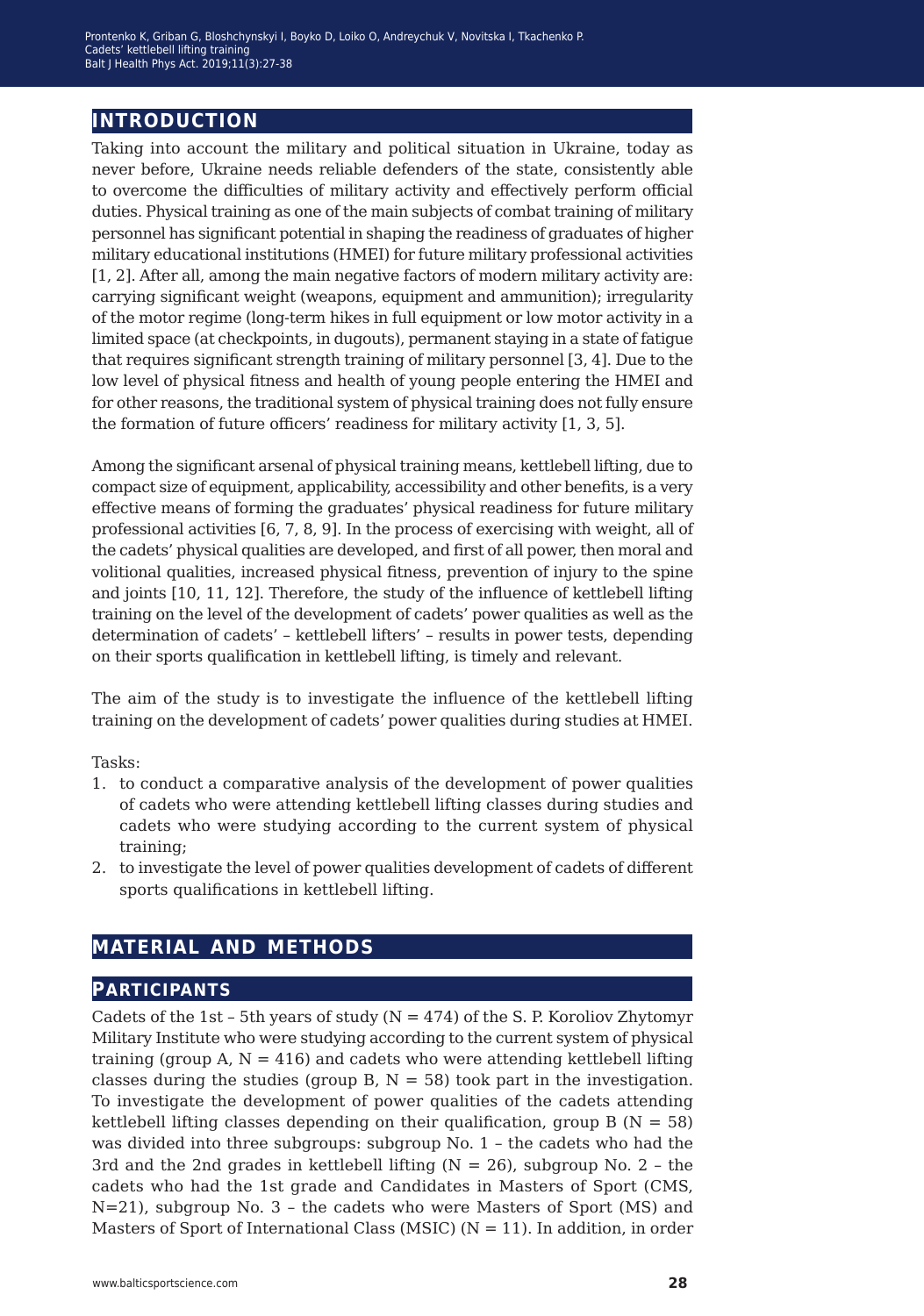## INTRODUCTION

Taking into account the military and political situation in Ukraine, today as never before, Ukraine needs reliable defenders of the state, consistently able to overcome the difficulties of military activity and effectively perform official duties. Physical training as one of the main subjects of combat training of military personnel has significant potential in shaping the readiness of graduates of higher military educational institutions (HMEI) for future military professional activities [1, 2]. After all, among the main negative factors of modern military activity are: carrying significant weight (weapons, equipment and ammunition); irregularity of the motor regime (long-term hikes in full equipment or low motor activity in a limited space (at checkpoints, in dugouts), permanent staying in a state of fatigue that requires significant strength training of military personnel [3, 4]. Due to the low level of physical fitness and health of young people entering the HMEI and for other reasons, the traditional system of physical training does not fully ensure the formation of future officers' readiness for military activity [1, 3, 5].

Among the significant arsenal of physical training means, kettlebell lifting, due to compact size of equipment, applicability, accessibility and other benefits, is a very effective means of forming the graduates' physical readiness for future military professional activities [6, 7, 8, 9]. In the process of exercising with weight, all of the cadets' physical qualities are developed, and first of all power, then moral and volitional qualities, increased physical fitness, prevention of injury to the spine and joints [10, 11, 12]. Therefore, the study of the influence of kettlebell lifting training on the level of the development of cadets' power qualities as well as the determination of cadets' – kettlebell lifters' – results in power tests, depending on their sports qualification in kettlebell lifting, is timely and relevant.

The aim of the study is to investigate the influence of the kettlebell lifting training on the development of cadets' power qualities during studies at HMEI.

Tasks:

1. to conduct a comparative analysis of the development of power qualities of cadets who were attending kettlebell lifting classes during studies and cadets who were studying according to the current system of physical training;
2. to investigate the level of power qualities development of cadets of different sports qualifications in kettlebell lifting.

## MATERIAL AND METHODS

### PARTICIPANTS

Cadets of the 1st – 5th years of study (N = 474) of the S. P. Koroliov Zhytomyr Military Institute who were studying according to the current system of physical training (group A, N = 416) and cadets who were attending kettlebell lifting classes during the studies (group B, N = 58) took part in the investigation. To investigate the development of power qualities of the cadets attending kettlebell lifting classes depending on their qualification, group B (N = 58) was divided into three subgroups: subgroup No. 1 – the cadets who had the 3rd and the 2nd grades in kettlebell lifting (N = 26), subgroup No. 2 – the cadets who had the 1st grade and Candidates in Masters of Sport (CMS, N=21), subgroup No. 3 – the cadets who were Masters of Sport (MS) and Masters of Sport of International Class (MSIC) (N = 11). In addition, in order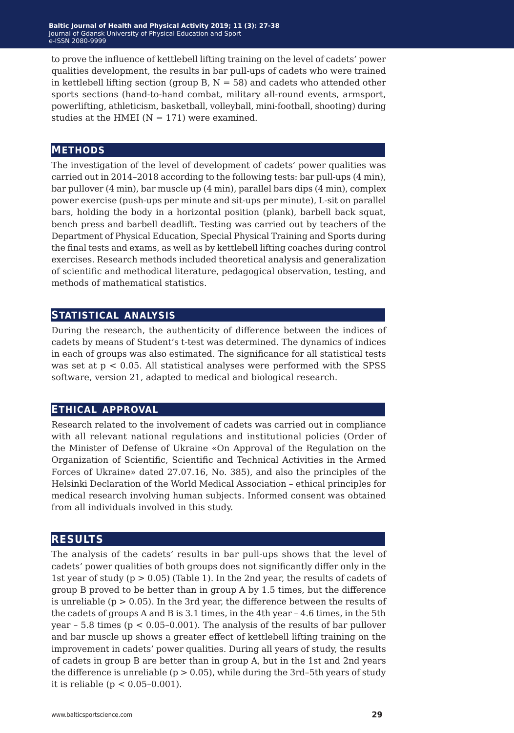to prove the influence of kettlebell lifting training on the level of cadets' power qualities development, the results in bar pull-ups of cadets who were trained in kettlebell lifting section (group B, N = 58) and cadets who attended other sports sections (hand-to-hand combat, military all-round events, armsport, powerlifting, athleticism, basketball, volleyball, mini-football, shooting) during studies at the HMEI (N = 171) were examined.

## METHODS

The investigation of the level of development of cadets' power qualities was carried out in 2014–2018 according to the following tests: bar pull-ups (4 min), bar pullover (4 min), bar muscle up (4 min), parallel bars dips (4 min), complex power exercise (push-ups per minute and sit-ups per minute), L-sit on parallel bars, holding the body in a horizontal position (plank), barbell back squat, bench press and barbell deadlift. Testing was carried out by teachers of the Department of Physical Education, Special Physical Training and Sports during the final tests and exams, as well as by kettlebell lifting coaches during control exercises. Research methods included theoretical analysis and generalization of scientific and methodical literature, pedagogical observation, testing, and methods of mathematical statistics.

## STATISTICAL ANALYSIS

During the research, the authenticity of difference between the indices of cadets by means of Student's t-test was determined. The dynamics of indices in each of groups was also estimated. The significance for all statistical tests was set at $p < 0.05$. All statistical analyses were performed with the SPSS software, version 21, adapted to medical and biological research.

## ETHICAL APPROVAL

Research related to the involvement of cadets was carried out in compliance with all relevant national regulations and institutional policies (Order of the Minister of Defense of Ukraine «On Approval of the Regulation on the Organization of Scientific, Scientific and Technical Activities in the Armed Forces of Ukraine» dated 27.07.16, No. 385), and also the principles of the Helsinki Declaration of the World Medical Association – ethical principles for medical research involving human subjects. Informed consent was obtained from all individuals involved in this study.

## RESULTS

The analysis of the cadets' results in bar pull-ups shows that the level of cadets' power qualities of both groups does not significantly differ only in the 1st year of study ($p > 0.05$) (Table 1). In the 2nd year, the results of cadets of group B proved to be better than in group A by 1.5 times, but the difference is unreliable ($p > 0.05$). In the 3rd year, the difference between the results of the cadets of groups A and B is 3.1 times, in the 4th year – 4.6 times, in the 5th year – 5.8 times ($p < 0.05$–$0.001$). The analysis of the results of bar pullover and bar muscle up shows a greater effect of kettlebell lifting training on the improvement in cadets' power qualities. During all years of study, the results of cadets in group B are better than in group A, but in the 1st and 2nd years the difference is unreliable ($p > 0.05$), while during the 3rd–5th years of study it is reliable ($p < 0.05$–$0.001$).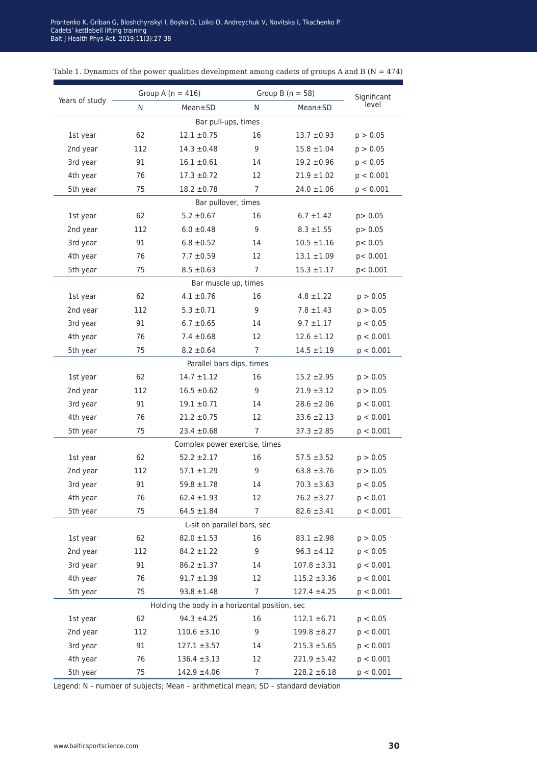Table 1. Dynamics of the power qualities development among cadets of groups A and B (N = 474)

| Years of study | Group A (n = 416) | | Group B (n = 58) | | Significant level |
|---|---|---|---|---|---|
| | N | Mean±SD | N | Mean±SD | |
| **Bar pull-ups, times** | | | | | |
| 1st year | 62 | 12.1 ±0.75 | 16 | 13.7 ±0.93 | $p > 0.05$ |
| 2nd year | 112 | 14.3 ±0.48 | 9 | 15.8 ±1.04 | $p > 0.05$ |
| 3rd year | 91 | 16.1 ±0.61 | 14 | 19.2 ±0.96 | $p < 0.05$ |
| 4th year | 76 | 17.3 ±0.72 | 12 | 21.9 ±1.02 | $p < 0.001$ |
| 5th year | 75 | 18.2 ±0.78 | 7 | 24.0 ±1.06 | $p < 0.001$ |
| **Bar pullover, times** | | | | | |
| 1st year | 62 | 5.2 ±0.67 | 16 | 6.7 ±1.42 | $p > 0.05$ |
| 2nd year | 112 | 6.0 ±0.48 | 9 | 8.3 ±1.55 | $p > 0.05$ |
| 3rd year | 91 | 6.8 ±0.52 | 14 | 10.5 ±1.16 | $p < 0.05$ |
| 4th year | 76 | 7.7 ±0.59 | 12 | 13.1 ±1.09 | $p < 0.001$ |
| 5th year | 75 | 8.5 ±0.63 | 7 | 15.3 ±1.17 | $p < 0.001$ |
| **Bar muscle up, times** | | | | | |
| 1st year | 62 | 4.1 ±0.76 | 16 | 4.8 ±1.22 | $p > 0.05$ |
| 2nd year | 112 | 5.3 ±0.71 | 9 | 7.8 ±1.43 | $p > 0.05$ |
| 3rd year | 91 | 6.7 ±0.65 | 14 | 9.7 ±1.17 | $p < 0.05$ |
| 4th year | 76 | 7.4 ±0.68 | 12 | 12.6 ±1.12 | $p < 0.001$ |
| 5th year | 75 | 8.2 ±0.64 | 7 | 14.5 ±1.19 | $p < 0.001$ |
| **Parallel bars dips, times** | | | | | |
| 1st year | 62 | 14.7 ±1.12 | 16 | 15.2 ±2.95 | $p > 0.05$ |
| 2nd year | 112 | 16.5 ±0.62 | 9 | 21.9 ±3.12 | $p > 0.05$ |
| 3rd year | 91 | 19.1 ±0.71 | 14 | 28.6 ±2.06 | $p < 0.001$ |
| 4th year | 76 | 21.2 ±0.75 | 12 | 33.6 ±2.13 | $p < 0.001$ |
| 5th year | 75 | 23.4 ±0.68 | 7 | 37.3 ±2.85 | $p < 0.001$ |
| **Complex power exercise, times** | | | | | |
| 1st year | 62 | 52.2 ±2.17 | 16 | 57.5 ±3.52 | $p > 0.05$ |
| 2nd year | 112 | 57.1 ±1.29 | 9 | 63.8 ±3.76 | $p > 0.05$ |
| 3rd year | 91 | 59.8 ±1.78 | 14 | 70.3 ±3.63 | $p < 0.05$ |
| 4th year | 76 | 62.4 ±1.93 | 12 | 76.2 ±3.27 | $p < 0.01$ |
| 5th year | 75 | 64.5 ±1.84 | 7 | 82.6 ±3.41 | $p < 0.001$ |
| **L-sit on parallel bars, sec** | | | | | |
| 1st year | 62 | 82.0 ±1.53 | 16 | 83.1 ±2.98 | $p > 0.05$ |
| 2nd year | 112 | 84.2 ±1.22 | 9 | 96.3 ±4.12 | $p < 0.05$ |
| 3rd year | 91 | 86.2 ±1.37 | 14 | 107.8 ±3.31 | $p < 0.001$ |
| 4th year | 76 | 91.7 ±1.39 | 12 | 115.2 ±3.36 | $p < 0.001$ |
| 5th year | 75 | 93.8 ±1.48 | 7 | 127.4 ±4.25 | $p < 0.001$ |
| **Holding the body in a horizontal position, sec** | | | | | |
| 1st year | 62 | 94.3 ±4.25 | 16 | 112.1 ±6.71 | $p < 0.05$ |
| 2nd year | 112 | 110.6 ±3.10 | 9 | 199.8 ±8.27 | $p < 0.001$ |
| 3rd year | 91 | 127.1 ±3.57 | 14 | 215.3 ±5.65 | $p < 0.001$ |
| 4th year | 76 | 136.4 ±3.13 | 12 | 221.9 ±5.42 | $p < 0.001$ |
| 5th year | 75 | 142.9 ±4.06 | 7 | 228.2 ±6.18 | $p < 0.001$ |

Legend: N – number of subjects; Mean – arithmetical mean; SD – standard deviation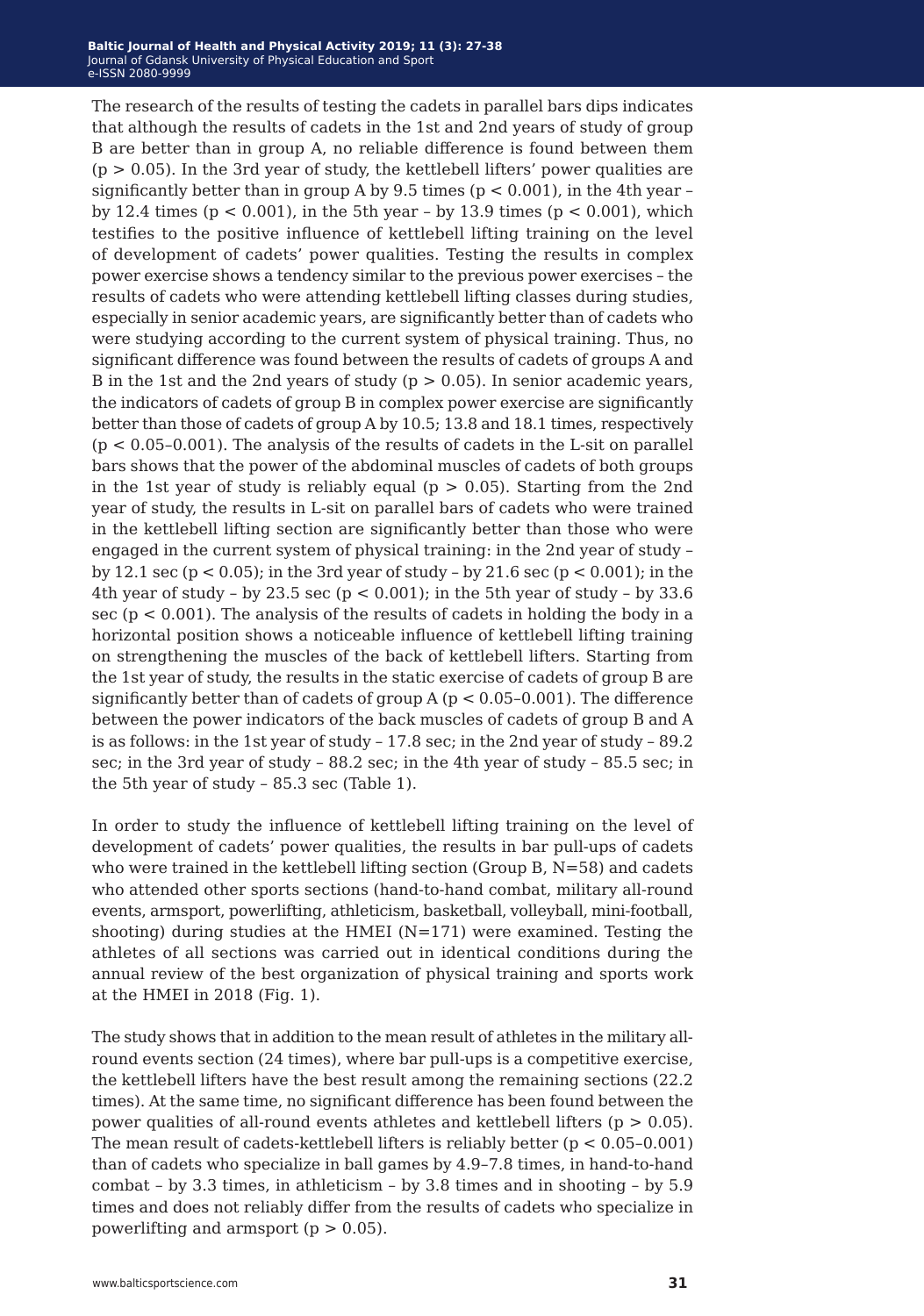The research of the results of testing the cadets in parallel bars dips indicates that although the results of cadets in the 1st and 2nd years of study of group B are better than in group A, no reliable difference is found between them ($p > 0.05$). In the 3rd year of study, the kettlebell lifters' power qualities are significantly better than in group A by 9.5 times ($p < 0.001$), in the 4th year – by 12.4 times ($p < 0.001$), in the 5th year – by 13.9 times ($p < 0.001$), which testifies to the positive influence of kettlebell lifting training on the level of development of cadets' power qualities. Testing the results in complex power exercise shows a tendency similar to the previous power exercises – the results of cadets who were attending kettlebell lifting classes during studies, especially in senior academic years, are significantly better than of cadets who were studying according to the current system of physical training. Thus, no significant difference was found between the results of cadets of groups A and B in the 1st and the 2nd years of study ($p > 0.05$). In senior academic years, the indicators of cadets of group B in complex power exercise are significantly better than those of cadets of group A by 10.5; 13.8 and 18.1 times, respectively ($p < 0.05$–$0.001$). The analysis of the results of cadets in the L-sit on parallel bars shows that the power of the abdominal muscles of cadets of both groups in the 1st year of study is reliably equal ($p > 0.05$). Starting from the 2nd year of study, the results in L-sit on parallel bars of cadets who were trained in the kettlebell lifting section are significantly better than those who were engaged in the current system of physical training: in the 2nd year of study – by 12.1 sec ($p < 0.05$); in the 3rd year of study – by 21.6 sec ($p < 0.001$); in the 4th year of study – by 23.5 sec ($p < 0.001$); in the 5th year of study – by 33.6 sec ($p < 0.001$). The analysis of the results of cadets in holding the body in a horizontal position shows a noticeable influence of kettlebell lifting training on strengthening the muscles of the back of kettlebell lifters. Starting from the 1st year of study, the results in the static exercise of cadets of group B are significantly better than of cadets of group A ($p < 0.05$–$0.001$). The difference between the power indicators of the back muscles of cadets of group B and A is as follows: in the 1st year of study – 17.8 sec; in the 2nd year of study – 89.2 sec; in the 3rd year of study – 88.2 sec; in the 4th year of study – 85.5 sec; in the 5th year of study – 85.3 sec (Table 1).

In order to study the influence of kettlebell lifting training on the level of development of cadets' power qualities, the results in bar pull-ups of cadets who were trained in the kettlebell lifting section (Group B, N=58) and cadets who attended other sports sections (hand-to-hand combat, military all-round events, armsport, powerlifting, athleticism, basketball, volleyball, mini-football, shooting) during studies at the HMEI (N=171) were examined. Testing the athletes of all sections was carried out in identical conditions during the annual review of the best organization of physical training and sports work at the HMEI in 2018 (Fig. 1).

The study shows that in addition to the mean result of athletes in the military all-round events section (24 times), where bar pull-ups is a competitive exercise, the kettlebell lifters have the best result among the remaining sections (22.2 times). At the same time, no significant difference has been found between the power qualities of all-round events athletes and kettlebell lifters ($p > 0.05$). The mean result of cadets-kettlebell lifters is reliably better ($p < 0.05$–$0.001$) than of cadets who specialize in ball games by 4.9–7.8 times, in hand-to-hand combat – by 3.3 times, in athleticism – by 3.8 times and in shooting – by 5.9 times and does not reliably differ from the results of cadets who specialize in powerlifting and armsport ($p > 0.05$).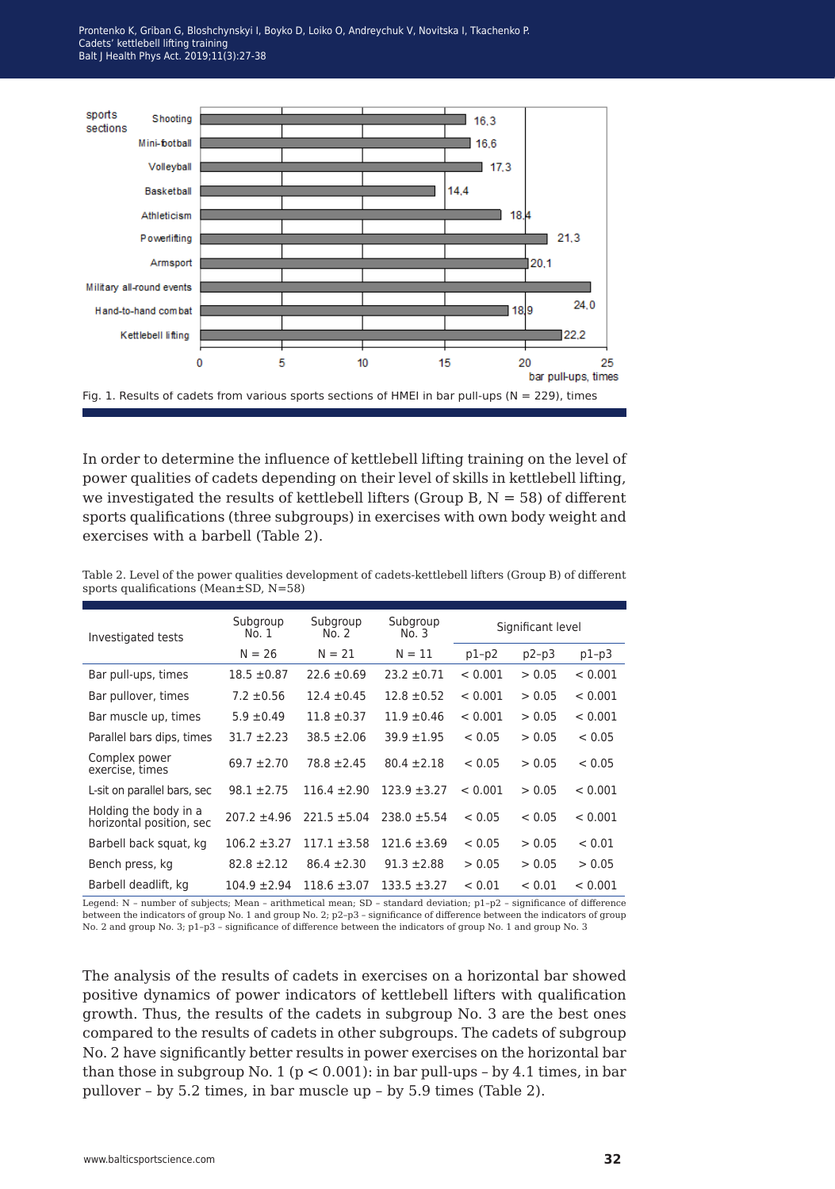Fig. 1. Results of cadets from various sports sections of HMEI in bar pull-ups (N = 229), times

In order to determine the influence of kettlebell lifting training on the level of power qualities of cadets depending on their level of skills in kettlebell lifting, we investigated the results of kettlebell lifters (Group B, N = 58) of different sports qualifications (three subgroups) in exercises with own body weight and exercises with a barbell (Table 2).

Table 2. Level of the power qualities development of cadets-kettlebell lifters (Group B) of different sports qualifications (Mean±SD, N=58)

| Investigated tests | Subgroup No. 1 | Subgroup No. 2 | Subgroup No. 3 | Significant level | | |
|---|---|---|---|---|---|---|
| | N = 26 | N = 21 | N = 11 | p1–p2 | p2–p3 | p1–p3 |
| Bar pull-ups, times | 18.5 ±0.87 | 22.6 ±0.69 | 23.2 ±0.71 | < 0.001 | > 0.05 | < 0.001 |
| Bar pullover, times | 7.2 ±0.56 | 12.4 ±0.45 | 12.8 ±0.52 | < 0.001 | > 0.05 | < 0.001 |
| Bar muscle up, times | 5.9 ±0.49 | 11.8 ±0.37 | 11.9 ±0.46 | < 0.001 | > 0.05 | < 0.001 |
| Parallel bars dips, times | 31.7 ±2.23 | 38.5 ±2.06 | 39.9 ±1.95 | < 0.05 | > 0.05 | < 0.05 |
| Complex power exercise, times | 69.7 ±2.70 | 78.8 ±2.45 | 80.4 ±2.18 | < 0.05 | > 0.05 | < 0.05 |
| L-sit on parallel bars, sec | 98.1 ±2.75 | 116.4 ±2.90 | 123.9 ±3.27 | < 0.001 | > 0.05 | < 0.001 |
| Holding the body in a horizontal position, sec | 207.2 ±4.96 | 221.5 ±5.04 | 238.0 ±5.54 | < 0.05 | < 0.05 | < 0.001 |
| Barbell back squat, kg | 106.2 ±3.27 | 117.1 ±3.58 | 121.6 ±3.69 | < 0.05 | > 0.05 | < 0.01 |
| Bench press, kg | 82.8 ±2.12 | 86.4 ±2.30 | 91.3 ±2.88 | > 0.05 | > 0.05 | > 0.05 |
| Barbell deadlift, kg | 104.9 ±2.94 | 118.6 ±3.07 | 133.5 ±3.27 | < 0.01 | < 0.01 | < 0.001 |

Legend: N – number of subjects; Mean – arithmetical mean; SD – standard deviation; p1–p2 – significance of difference between the indicators of group No. 1 and group No. 2; p2–p3 – significance of difference between the indicators of group No. 2 and group No. 3; p1–p3 – significance of difference between the indicators of group No. 1 and group No. 3

The analysis of the results of cadets in exercises on a horizontal bar showed positive dynamics of power indicators of kettlebell lifters with qualification growth. Thus, the results of the cadets in subgroup No. 3 are the best ones compared to the results of cadets in other subgroups. The cadets of subgroup No. 2 have significantly better results in power exercises on the horizontal bar than those in subgroup No. 1 ($p < 0.001$): in bar pull-ups – by 4.1 times, in bar pullover – by 5.2 times, in bar muscle up – by 5.9 times (Table 2).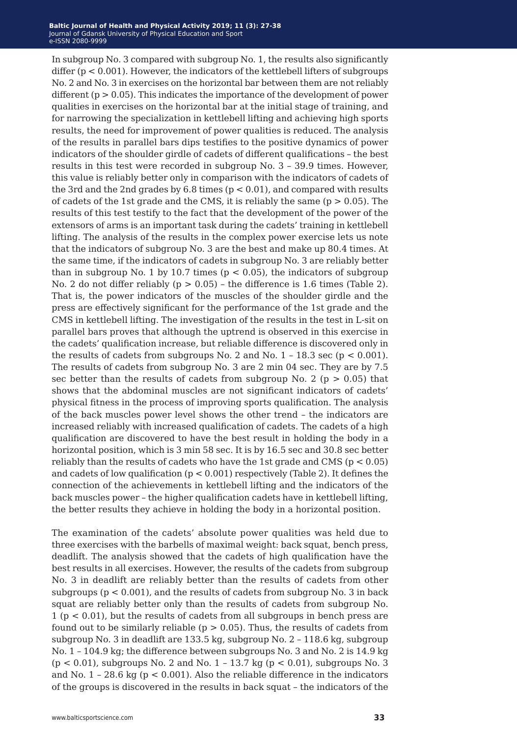In subgroup No. 3 compared with subgroup No. 1, the results also significantly differ ($p < 0.001$). However, the indicators of the kettlebell lifters of subgroups No. 2 and No. 3 in exercises on the horizontal bar between them are not reliably different ($p > 0.05$). This indicates the importance of the development of power qualities in exercises on the horizontal bar at the initial stage of training, and for narrowing the specialization in kettlebell lifting and achieving high sports results, the need for improvement of power qualities is reduced. The analysis of the results in parallel bars dips testifies to the positive dynamics of power indicators of the shoulder girdle of cadets of different qualifications – the best results in this test were recorded in subgroup No. 3 – 39.9 times. However, this value is reliably better only in comparison with the indicators of cadets of the 3rd and the 2nd grades by 6.8 times ($p < 0.01$), and compared with results of cadets of the 1st grade and the CMS, it is reliably the same ($p > 0.05$). The results of this test testify to the fact that the development of the power of the extensors of arms is an important task during the cadets' training in kettlebell lifting. The analysis of the results in the complex power exercise lets us note that the indicators of subgroup No. 3 are the best and make up 80.4 times. At the same time, if the indicators of cadets in subgroup No. 3 are reliably better than in subgroup No. 1 by 10.7 times ($p < 0.05$), the indicators of subgroup No. 2 do not differ reliably ($p > 0.05$) – the difference is 1.6 times (Table 2). That is, the power indicators of the muscles of the shoulder girdle and the press are effectively significant for the performance of the 1st grade and the CMS in kettlebell lifting. The investigation of the results in the test in L-sit on parallel bars proves that although the uptrend is observed in this exercise in the cadets' qualification increase, but reliable difference is discovered only in the results of cadets from subgroups No. 2 and No. 1 – 18.3 sec ($p < 0.001$). The results of cadets from subgroup No. 3 are 2 min 04 sec. They are by 7.5 sec better than the results of cadets from subgroup No. 2 ($p > 0.05$) that shows that the abdominal muscles are not significant indicators of cadets' physical fitness in the process of improving sports qualification. The analysis of the back muscles power level shows the other trend – the indicators are increased reliably with increased qualification of cadets. The cadets of a high qualification are discovered to have the best result in holding the body in a horizontal position, which is 3 min 58 sec. It is by 16.5 sec and 30.8 sec better reliably than the results of cadets who have the 1st grade and CMS ($p < 0.05$) and cadets of low qualification ($p < 0.001$) respectively (Table 2). It defines the connection of the achievements in kettlebell lifting and the indicators of the back muscles power – the higher qualification cadets have in kettlebell lifting, the better results they achieve in holding the body in a horizontal position.

The examination of the cadets' absolute power qualities was held due to three exercises with the barbells of maximal weight: back squat, bench press, deadlift. The analysis showed that the cadets of high qualification have the best results in all exercises. However, the results of the cadets from subgroup No. 3 in deadlift are reliably better than the results of cadets from other subgroups ($p < 0.001$), and the results of cadets from subgroup No. 3 in back squat are reliably better only than the results of cadets from subgroup No. 1 ($p < 0.01$), but the results of cadets from all subgroups in bench press are found out to be similarly reliable ($p > 0.05$). Thus, the results of cadets from subgroup No. 3 in deadlift are 133.5 kg, subgroup No. 2 – 118.6 kg, subgroup No. 1 – 104.9 kg; the difference between subgroups No. 3 and No. 2 is 14.9 kg ($p < 0.01$), subgroups No. 2 and No. 1 – 13.7 kg ($p < 0.01$), subgroups No. 3 and No. 1 – 28.6 kg ($p < 0.001$). Also the reliable difference in the indicators of the groups is discovered in the results in back squat – the indicators of the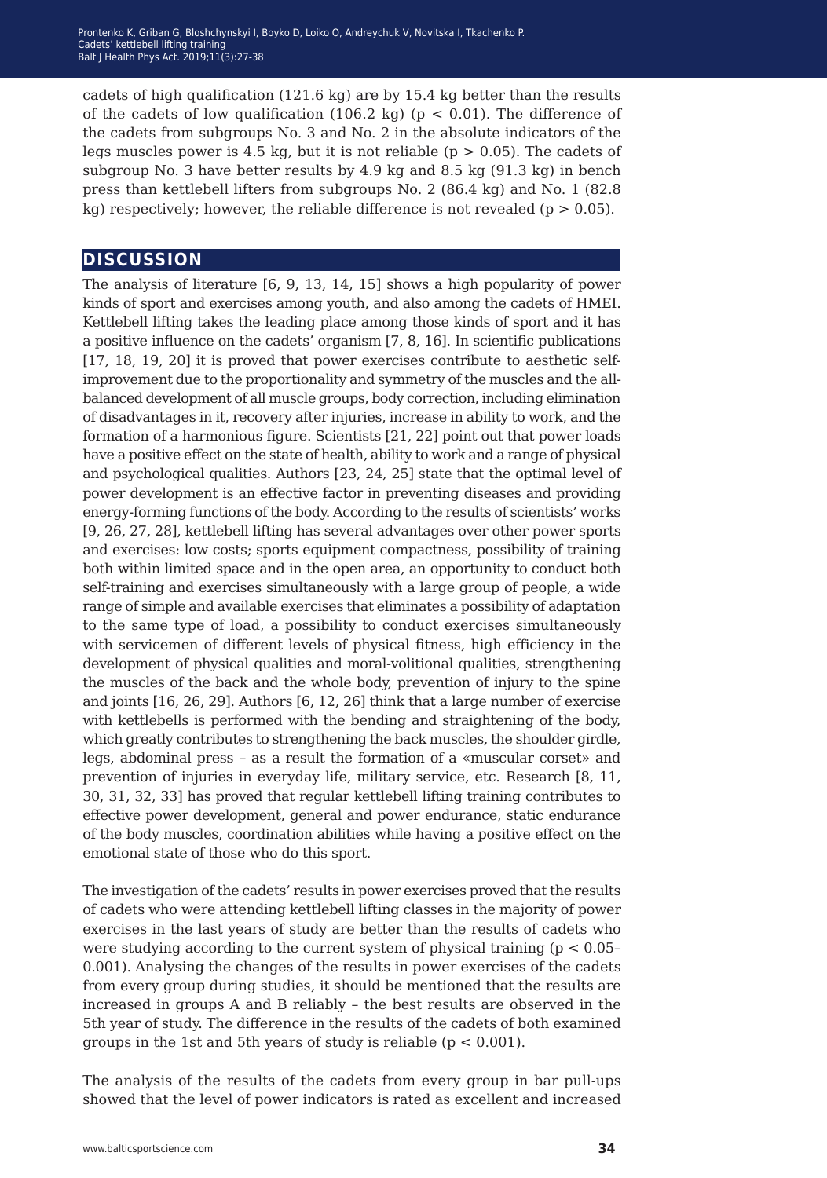cadets of high qualification (121.6 kg) are by 15.4 kg better than the results of the cadets of low qualification (106.2 kg) ($p < 0.01$). The difference of the cadets from subgroups No. 3 and No. 2 in the absolute indicators of the legs muscles power is 4.5 kg, but it is not reliable ($p > 0.05$). The cadets of subgroup No. 3 have better results by 4.9 kg and 8.5 kg (91.3 kg) in bench press than kettlebell lifters from subgroups No. 2 (86.4 kg) and No. 1 (82.8 kg) respectively; however, the reliable difference is not revealed ($p > 0.05$).

## DISCUSSION

The analysis of literature [6, 9, 13, 14, 15] shows a high popularity of power kinds of sport and exercises among youth, and also among the cadets of HMEI. Kettlebell lifting takes the leading place among those kinds of sport and it has a positive influence on the cadets' organism [7, 8, 16]. In scientific publications [17, 18, 19, 20] it is proved that power exercises contribute to aesthetic self-improvement due to the proportionality and symmetry of the muscles and the all-balanced development of all muscle groups, body correction, including elimination of disadvantages in it, recovery after injuries, increase in ability to work, and the formation of a harmonious figure. Scientists [21, 22] point out that power loads have a positive effect on the state of health, ability to work and a range of physical and psychological qualities. Authors [23, 24, 25] state that the optimal level of power development is an effective factor in preventing diseases and providing energy-forming functions of the body. According to the results of scientists' works [9, 26, 27, 28], kettlebell lifting has several advantages over other power sports and exercises: low costs; sports equipment compactness, possibility of training both within limited space and in the open area, an opportunity to conduct both self-training and exercises simultaneously with a large group of people, a wide range of simple and available exercises that eliminates a possibility of adaptation to the same type of load, a possibility to conduct exercises simultaneously with servicemen of different levels of physical fitness, high efficiency in the development of physical qualities and moral-volitional qualities, strengthening the muscles of the back and the whole body, prevention of injury to the spine and joints [16, 26, 29]. Authors [6, 12, 26] think that a large number of exercise with kettlebells is performed with the bending and straightening of the body, which greatly contributes to strengthening the back muscles, the shoulder girdle, legs, abdominal press – as a result the formation of a «muscular corset» and prevention of injuries in everyday life, military service, etc. Research [8, 11, 30, 31, 32, 33] has proved that regular kettlebell lifting training contributes to effective power development, general and power endurance, static endurance of the body muscles, coordination abilities while having a positive effect on the emotional state of those who do this sport.

The investigation of the cadets' results in power exercises proved that the results of cadets who were attending kettlebell lifting classes in the majority of power exercises in the last years of study are better than the results of cadets who were studying according to the current system of physical training ($p < 0.05$–$0.001$). Analysing the changes of the results in power exercises of the cadets from every group during studies, it should be mentioned that the results are increased in groups A and B reliably – the best results are observed in the 5th year of study. The difference in the results of the cadets of both examined groups in the 1st and 5th years of study is reliable ($p < 0.001$).

The analysis of the results of the cadets from every group in bar pull-ups showed that the level of power indicators is rated as excellent and increased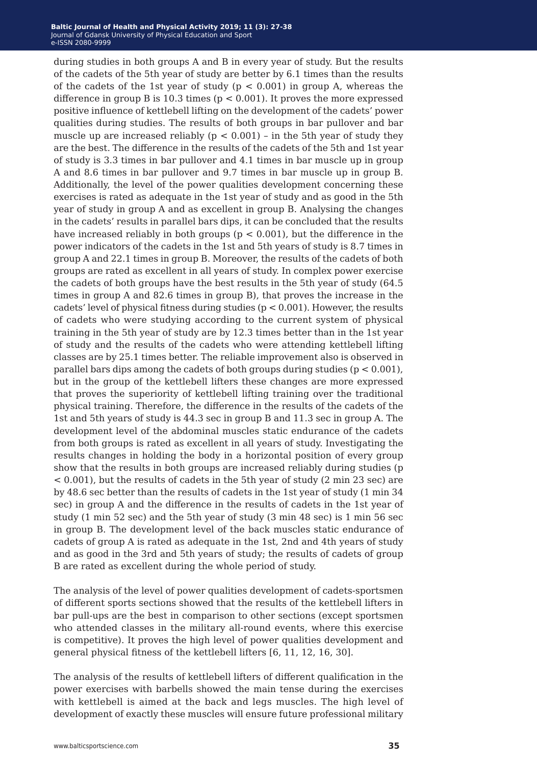during studies in both groups A and B in every year of study. But the results of the cadets of the 5th year of study are better by 6.1 times than the results of the cadets of the 1st year of study ($p < 0.001$) in group A, whereas the difference in group B is 10.3 times ($p < 0.001$). It proves the more expressed positive influence of kettlebell lifting on the development of the cadets' power qualities during studies. The results of both groups in bar pullover and bar muscle up are increased reliably ($p < 0.001$) – in the 5th year of study they are the best. The difference in the results of the cadets of the 5th and 1st year of study is 3.3 times in bar pullover and 4.1 times in bar muscle up in group A and 8.6 times in bar pullover and 9.7 times in bar muscle up in group B. Additionally, the level of the power qualities development concerning these exercises is rated as adequate in the 1st year of study and as good in the 5th year of study in group A and as excellent in group B. Analysing the changes in the cadets' results in parallel bars dips, it can be concluded that the results have increased reliably in both groups ($p < 0.001$), but the difference in the power indicators of the cadets in the 1st and 5th years of study is 8.7 times in group A and 22.1 times in group B. Moreover, the results of the cadets of both groups are rated as excellent in all years of study. In complex power exercise the cadets of both groups have the best results in the 5th year of study (64.5 times in group A and 82.6 times in group B), that proves the increase in the cadets' level of physical fitness during studies ($p < 0.001$). However, the results of cadets who were studying according to the current system of physical training in the 5th year of study are by 12.3 times better than in the 1st year of study and the results of the cadets who were attending kettlebell lifting classes are by 25.1 times better. The reliable improvement also is observed in parallel bars dips among the cadets of both groups during studies ($p < 0.001$), but in the group of the kettlebell lifters these changes are more expressed that proves the superiority of kettlebell lifting training over the traditional physical training. Therefore, the difference in the results of the cadets of the 1st and 5th years of study is 44.3 sec in group B and 11.3 sec in group A. The development level of the abdominal muscles static endurance of the cadets from both groups is rated as excellent in all years of study. Investigating the results changes in holding the body in a horizontal position of every group show that the results in both groups are increased reliably during studies ($p < 0.001$), but the results of cadets in the 5th year of study (2 min 23 sec) are by 48.6 sec better than the results of cadets in the 1st year of study (1 min 34 sec) in group A and the difference in the results of cadets in the 1st year of study (1 min 52 sec) and the 5th year of study (3 min 48 sec) is 1 min 56 sec in group B. The development level of the back muscles static endurance of cadets of group A is rated as adequate in the 1st, 2nd and 4th years of study and as good in the 3rd and 5th years of study; the results of cadets of group B are rated as excellent during the whole period of study.

The analysis of the level of power qualities development of cadets-sportsmen of different sports sections showed that the results of the kettlebell lifters in bar pull-ups are the best in comparison to other sections (except sportsmen who attended classes in the military all-round events, where this exercise is competitive). It proves the high level of power qualities development and general physical fitness of the kettlebell lifters [6, 11, 12, 16, 30].

The analysis of the results of kettlebell lifters of different qualification in the power exercises with barbells showed the main tense during the exercises with kettlebell is aimed at the back and legs muscles. The high level of development of exactly these muscles will ensure future professional military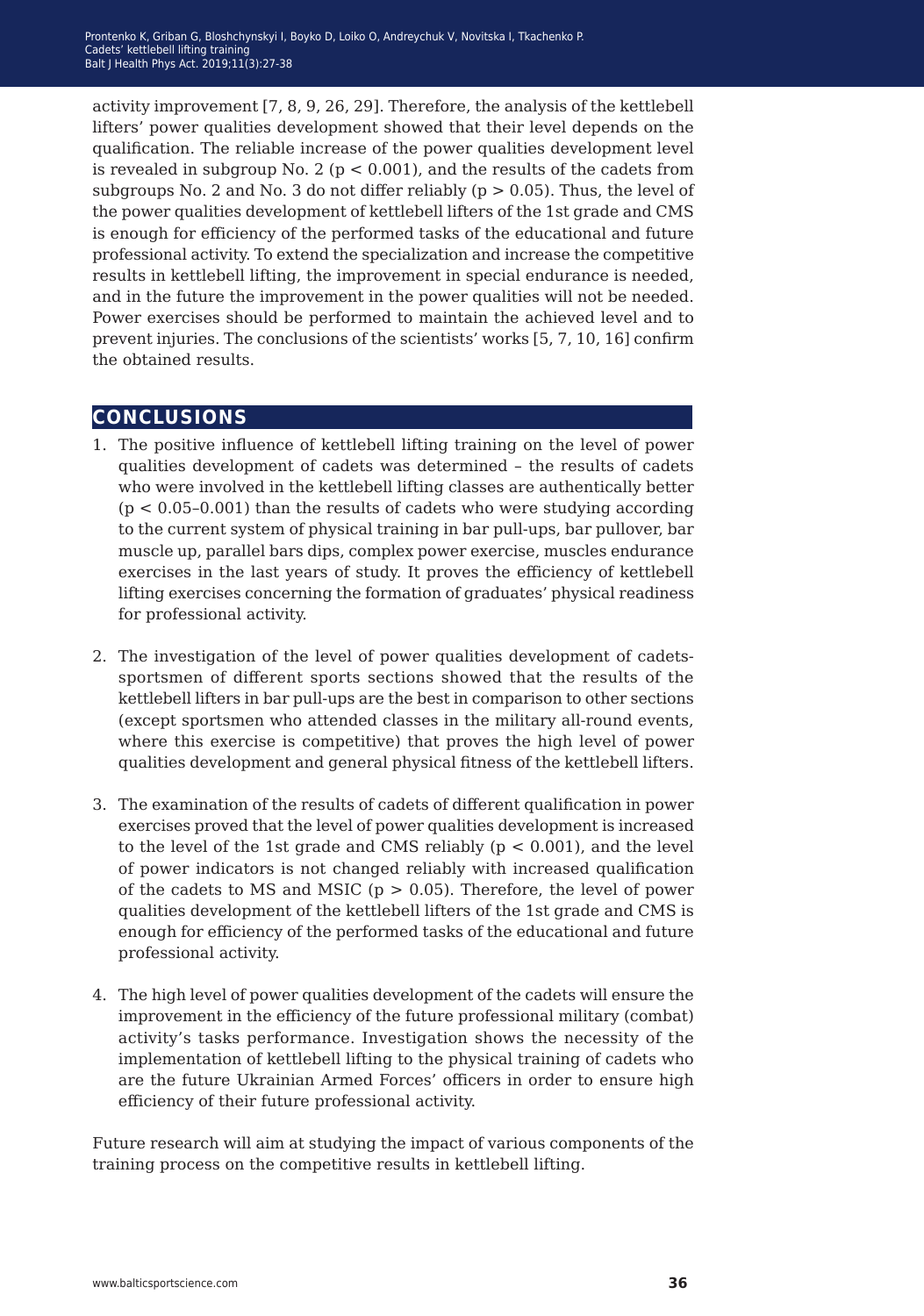activity improvement [7, 8, 9, 26, 29]. Therefore, the analysis of the kettlebell lifters' power qualities development showed that their level depends on the qualification. The reliable increase of the power qualities development level is revealed in subgroup No. 2 ($p < 0.001$), and the results of the cadets from subgroups No. 2 and No. 3 do not differ reliably ($p > 0.05$). Thus, the level of the power qualities development of kettlebell lifters of the 1st grade and CMS is enough for efficiency of the performed tasks of the educational and future professional activity. To extend the specialization and increase the competitive results in kettlebell lifting, the improvement in special endurance is needed, and in the future the improvement in the power qualities will not be needed. Power exercises should be performed to maintain the achieved level and to prevent injuries. The conclusions of the scientists' works [5, 7, 10, 16] confirm the obtained results.

## CONCLUSIONS

1. The positive influence of kettlebell lifting training on the level of power qualities development of cadets was determined – the results of cadets who were involved in the kettlebell lifting classes are authentically better ($p < 0.05$–$0.001$) than the results of cadets who were studying according to the current system of physical training in bar pull-ups, bar pullover, bar muscle up, parallel bars dips, complex power exercise, muscles endurance exercises in the last years of study. It proves the efficiency of kettlebell lifting exercises concerning the formation of graduates' physical readiness for professional activity.

2. The investigation of the level of power qualities development of cadets-sportsmen of different sports sections showed that the results of the kettlebell lifters in bar pull-ups are the best in comparison to other sections (except sportsmen who attended classes in the military all-round events, where this exercise is competitive) that proves the high level of power qualities development and general physical fitness of the kettlebell lifters.

3. The examination of the results of cadets of different qualification in power exercises proved that the level of power qualities development is increased to the level of the 1st grade and CMS reliably ($p < 0.001$), and the level of power indicators is not changed reliably with increased qualification of the cadets to MS and MSIC ($p > 0.05$). Therefore, the level of power qualities development of the kettlebell lifters of the 1st grade and CMS is enough for efficiency of the performed tasks of the educational and future professional activity.

4. The high level of power qualities development of the cadets will ensure the improvement in the efficiency of the future professional military (combat) activity's tasks performance. Investigation shows the necessity of the implementation of kettlebell lifting to the physical training of cadets who are the future Ukrainian Armed Forces' officers in order to ensure high efficiency of their future professional activity.

Future research will aim at studying the impact of various components of the training process on the competitive results in kettlebell lifting.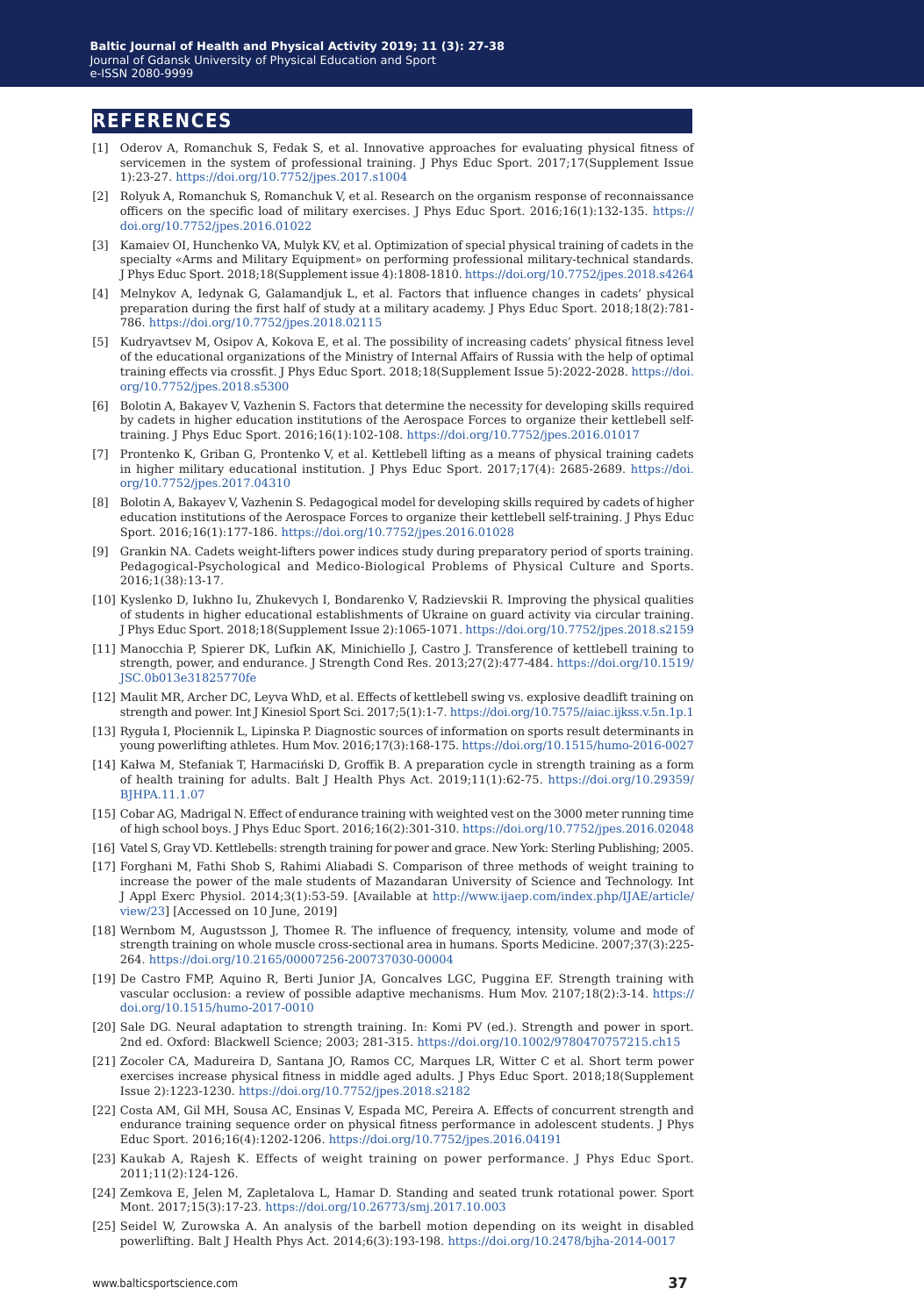## REFERENCES

[1] Oderov A, Romanchuk S, Fedak S, et al. Innovative approaches for evaluating physical fitness of servicemen in the system of professional training. J Phys Educ Sport. 2017;17(Supplement Issue 1):23-27. https://doi.org/10.7752/jpes.2017.s1004

[2] Rolyuk A, Romanchuk S, Romanchuk V, et al. Research on the organism response of reconnaissance officers on the specific load of military exercises. J Phys Educ Sport. 2016;16(1):132-135. https://doi.org/10.7752/jpes.2016.01022

[3] Kamaiev OI, Hunchenko VA, Mulyk KV, et al. Optimization of special physical training of cadets in the specialty «Arms and Military Equipment» on performing professional military-technical standards. J Phys Educ Sport. 2018;18(Supplement issue 4):1808-1810. https://doi.org/10.7752/jpes.2018.s4264

[4] Melnykov A, Iedynak G, Galamandjuk L, et al. Factors that influence changes in cadets' physical preparation during the first half of study at a military academy. J Phys Educ Sport. 2018;18(2):781-786. https://doi.org/10.7752/jpes.2018.02115

[5] Kudryavtsev M, Osipov A, Kokova E, et al. The possibility of increasing cadets' physical fitness level of the educational organizations of the Ministry of Internal Affairs of Russia with the help of optimal training effects via crossfit. J Phys Educ Sport. 2018;18(Supplement Issue 5):2022-2028. https://doi.org/10.7752/jpes.2018.s5300

[6] Bolotin A, Bakayev V, Vazhenin S. Factors that determine the necessity for developing skills required by cadets in higher education institutions of the Aerospace Forces to organize their kettlebell self-training. J Phys Educ Sport. 2016;16(1):102-108. https://doi.org/10.7752/jpes.2016.01017

[7] Prontenko K, Griban G, Prontenko V, et al. Kettlebell lifting as a means of physical training cadets in higher military educational institution. J Phys Educ Sport. 2017;17(4): 2685-2689. https://doi.org/10.7752/jpes.2017.04310

[8] Bolotin A, Bakayev V, Vazhenin S. Pedagogical model for developing skills required by cadets of higher education institutions of the Aerospace Forces to organize their kettlebell self-training. J Phys Educ Sport. 2016;16(1):177-186. https://doi.org/10.7752/jpes.2016.01028

[9] Grankin NA. Cadets weight-lifters power indices study during preparatory period of sports training. Pedagogical-Psychological and Medico-Biological Problems of Physical Culture and Sports. 2016;1(38):13-17.

[10] Kyslenko D, Iukhno Iu, Zhukevych I, Bondarenko V, Radzievskii R. Improving the physical qualities of students in higher educational establishments of Ukraine on guard activity via circular training. J Phys Educ Sport. 2018;18(Supplement Issue 2):1065-1071. https://doi.org/10.7752/jpes.2018.s2159

[11] Manocchia P, Spierer DK, Lufkin AK, Minichiello J, Castro J. Transference of kettlebell training to strength, power, and endurance. J Strength Cond Res. 2013;27(2):477-484. https://doi.org/10.1519/JSC.0b013e31825770fe

[12] Maulit MR, Archer DC, Leyva WhD, et al. Effects of kettlebell swing vs. explosive deadlift training on strength and power. Int J Kinesiol Sport Sci. 2017;5(1):1-7. https://doi.org/10.7575//aiac.ijkss.v.5n.1p.1

[13] Ryguła I, Płociennik L, Lipinska P. Diagnostic sources of information on sports result determinants in young powerlifting athletes. Hum Mov. 2016;17(3):168-175. https://doi.org/10.1515/humo-2016-0027

[14] Kałwa M, Stefaniak T, Harmaciński D, Groffik B. A preparation cycle in strength training as a form of health training for adults. Balt J Health Phys Act. 2019;11(1):62-75. https://doi.org/10.29359/BJHPA.11.1.07

[15] Cobar AG, Madrigal N. Effect of endurance training with weighted vest on the 3000 meter running time of high school boys. J Phys Educ Sport. 2016;16(2):301-310. https://doi.org/10.7752/jpes.2016.02048

[16] Vatel S, Gray VD. Kettlebells: strength training for power and grace. New York: Sterling Publishing; 2005.

[17] Forghani M, Fathi Shob S, Rahimi Aliabadi S. Comparison of three methods of weight training to increase the power of the male students of Mazandaran University of Science and Technology. Int J Appl Exerc Physiol. 2014;3(1):53-59. [Available at http://www.ijaep.com/index.php/IJAE/article/view/23] [Accessed on 10 June, 2019]

[18] Wernbom M, Augustsson J, Thomee R. The influence of frequency, intensity, volume and mode of strength training on whole muscle cross-sectional area in humans. Sports Medicine. 2007;37(3):225-264. https://doi.org/10.2165/00007256-200737030-00004

[19] De Castro FMP, Aquino R, Berti Junior JA, Goncalves LGC, Puggina EF. Strength training with vascular occlusion: a review of possible adaptive mechanisms. Hum Mov. 2107;18(2):3-14. https://doi.org/10.1515/humo-2017-0010

[20] Sale DG. Neural adaptation to strength training. In: Komi PV (ed.). Strength and power in sport. 2nd ed. Oxford: Blackwell Science; 2003; 281-315. https://doi.org/10.1002/9780470757215.ch15

[21] Zocoler CA, Madureira D, Santana JO, Ramos CC, Marques LR, Witter C et al. Short term power exercises increase physical fitness in middle aged adults. J Phys Educ Sport. 2018;18(Supplement Issue 2):1223-1230. https://doi.org/10.7752/jpes.2018.s2182

[22] Costa AM, Gil MH, Sousa AC, Ensinas V, Espada MC, Pereira A. Effects of concurrent strength and endurance training sequence order on physical fitness performance in adolescent students. J Phys Educ Sport. 2016;16(4):1202-1206. https://doi.org/10.7752/jpes.2016.04191

[23] Kaukab A, Rajesh K. Effects of weight training on power performance. J Phys Educ Sport. 2011;11(2):124-126.

[24] Zemkova E, Jelen M, Zapletalova L, Hamar D. Standing and seated trunk rotational power. Sport Mont. 2017;15(3):17-23. https://doi.org/10.26773/smj.2017.10.003

[25] Seidel W, Zurowska A. An analysis of the barbell motion depending on its weight in disabled powerlifting. Balt J Health Phys Act. 2014;6(3):193-198. https://doi.org/10.2478/bjha-2014-0017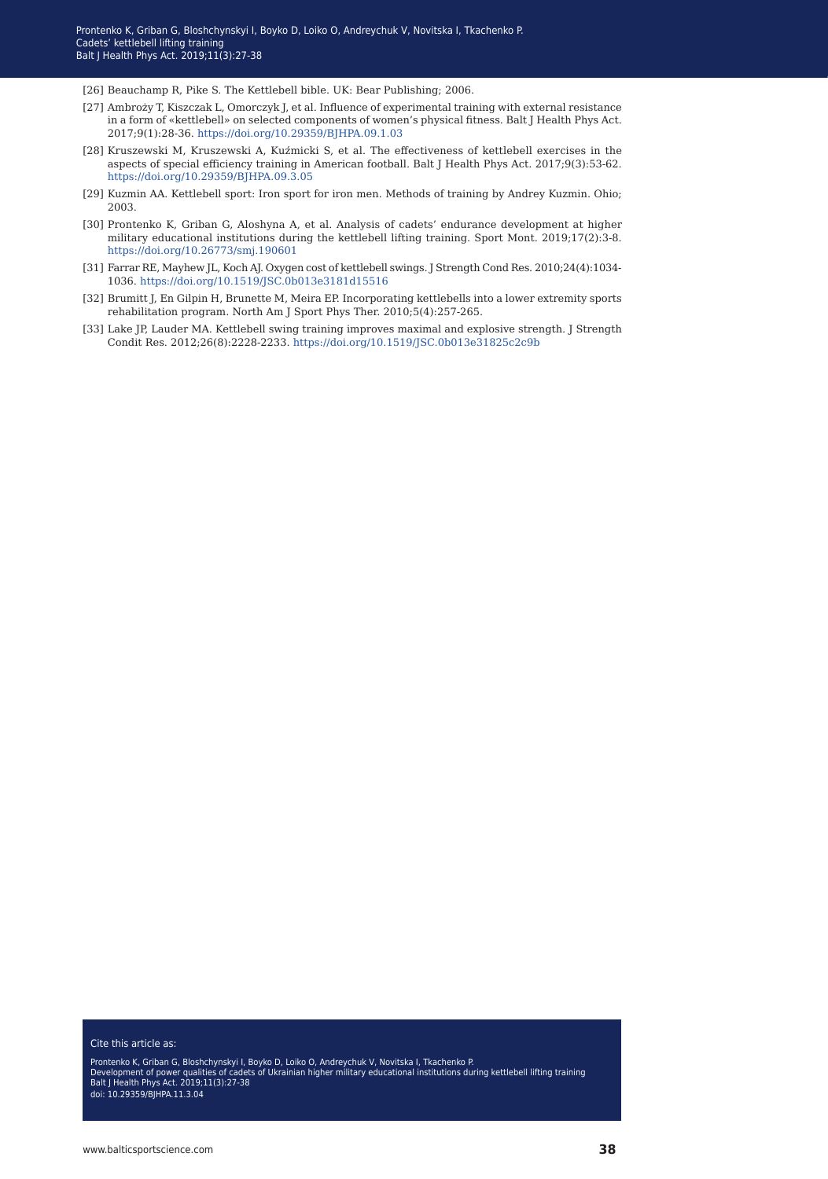[26] Beauchamp R, Pike S. The Kettlebell bible. UK: Bear Publishing; 2006.

[27] Ambroży T, Kiszczak L, Omorczyk J, et al. Influence of experimental training with external resistance in a form of «kettlebell» on selected components of women's physical fitness. Balt J Health Phys Act. 2017;9(1):28-36. https://doi.org/10.29359/BJHPA.09.1.03

[28] Kruszewski M, Kruszewski A, Kuźmicki S, et al. The effectiveness of kettlebell exercises in the aspects of special efficiency training in American football. Balt J Health Phys Act. 2017;9(3):53-62. https://doi.org/10.29359/BJHPA.09.3.05

[29] Kuzmin AA. Kettlebell sport: Iron sport for iron men. Methods of training by Andrey Kuzmin. Ohio; 2003.

[30] Prontenko K, Griban G, Aloshyna A, et al. Analysis of cadets' endurance development at higher military educational institutions during the kettlebell lifting training. Sport Mont. 2019;17(2):3-8. https://doi.org/10.26773/smj.190601

[31] Farrar RE, Mayhew JL, Koch AJ. Oxygen cost of kettlebell swings. J Strength Cond Res. 2010;24(4):1034-1036. https://doi.org/10.1519/JSC.0b013e3181d15516

[32] Brumitt J, En Gilpin H, Brunette M, Meira EP. Incorporating kettlebells into a lower extremity sports rehabilitation program. North Am J Sport Phys Ther. 2010;5(4):257-265.

[33] Lake JP, Lauder MA. Kettlebell swing training improves maximal and explosive strength. J Strength Condit Res. 2012;26(8):2228-2233. https://doi.org/10.1519/JSC.0b013e31825c2c9b

Cite this article as:

Prontenko K, Griban G, Bloshchynskyi I, Boyko D, Loiko O, Andreychuk V, Novitska I, Tkachenko P.
Development of power qualities of cadets of Ukrainian higher military educational institutions during kettlebell lifting training
Balt J Health Phys Act. 2019;11(3):27-38
doi: 10.29359/BJHPA.11.3.04